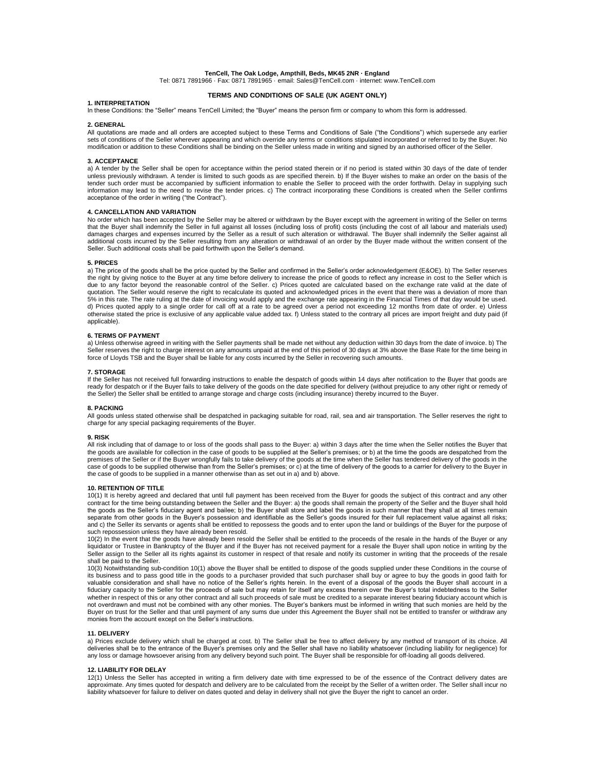**TenCell, The Oak Lodge, Ampthill, Beds, MK45 2NR · England**

Tel: 0871 7891966 · Fax: 0871 7891965 · email: Sales@TenCell.com · internet: www.TenCell.com

## TERMS AND CONDITIONS OF SALE (UK AGENT ONLY)

### 1. INTERPRETATION

In these Conditions: the "Seller" means TenCell Limited; the "Buyer" means the person firm or company to whom this form is addressed.

### 2. GENERAL

All quotations are made and all orders are accepted subject to these Terms and Conditions of Sale ("the Conditions") which supersede any earlier sets of conditions of the Seller wherever appearing and which override any terms or conditions stipulated incorporated or referred to by the Buyer. No modification or addition to these Conditions shall be binding on the Seller unless made in writing and signed by an authorised officer of the Seller.

### 3. ACCEPTANCE

a) A tender by the Seller shall be open for acceptance within the period stated therein or if no period is stated within 30 days of the date of tender unless previously withdrawn. A tender is limited to such goods as are specified therein. b) If the Buyer wishes to make an order on the basis of the tender such order must be accompanied by sufficient information to enable the Seller to proceed with the order forthwith. Delay in supplying such information may lead to the need to revise the tender prices. c) The contract incorporating these Conditions is created when the Seller confirms acceptance of the order in writing ("the Contract").

### 4. CANCELLATION AND VARIATION

No order which has been accepted by the Seller may be altered or withdrawn by the Buyer except with the agreement in writing of the Seller on terms that the Buyer shall indemnify the Seller in full against all losses (including loss of profit) costs (including the cost of all labour and materials used) damages charges and expenses incurred by the Seller as a result of such alteration or withdrawal. The Buyer shall indemnify the Seller against all additional costs incurred by the Seller resulting from any alteration or withdrawal of an order by the Buyer made without the written consent of the Seller. Such additional costs shall be paid forthwith upon the Seller's demand.

### 5. PRICES

a) The price of the goods shall be the price quoted by the Seller and confirmed in the Seller's order acknowledgement (E&OE). b) The Seller reserves the right by giving notice to the Buyer at any time before delivery to increase the price of goods to reflect any increase in cost to the Seller which is due to any factor beyond the reasonable control of the Seller. c) Prices quoted are calculated based on the exchange rate valid at the date of quotation. The Seller would reserve the right to recalculate its quoted and acknowledged prices in the event that there was a deviation of more than 5% in this rate. The rate ruling at the date of invoicing would apply and the exchange rate appearing in the Financial Times of that day would be used. d) Prices quoted apply to a single order for call off at a rate to be agreed over a period not exceeding 12 months from date of order. e) Unless otherwise stated the price is exclusive of any applicable value added tax. f) Unless stated to the contrary all prices are import freight and duty paid (if applicable).

### 6. TERMS OF PAYMENT

a) Unless otherwise agreed in writing with the Seller payments shall be made net without any deduction within 30 days from the date of invoice. b) The Seller reserves the right to charge interest on any amounts unpaid at the end of this period of 30 days at 3% above the Base Rate for the time being in force of Lloyds TSB and the Buyer shall be liable for any costs incurred by the Seller in recovering such amounts.

### 7. STORAGE

If the Seller has not received full forwarding instructions to enable the despatch of goods within 14 days after notification to the Buyer that goods are ready for despatch or if the Buyer fails to take delivery of the goods on the date specified for delivery (without prejudice to any other right or remedy of the Seller) the Seller shall be entitled to arrange storage and charge costs (including insurance) thereby incurred to the Buyer.

### 8. PACKING

All goods unless stated otherwise shall be despatched in packaging suitable for road, rail, sea and air transportation. The Seller reserves the right to charge for any special packaging requirements of the Buyer.

### 9. RISK

All risk including that of damage to or loss of the goods shall pass to the Buyer: a) within 3 days after the time when the Seller notifies the Buyer that the goods are available for collection in the case of goods to be supplied at the Seller's premises; or b) at the time the goods are despatched from the premises of the Seller or if the Buyer wrongfully fails to take delivery of the goods at the time when the Seller has tendered delivery of the goods in the case of goods to be supplied otherwise than from the Seller's premises; or c) at the time of delivery of the goods to a carrier for delivery to the Buyer in the case of goods to be supplied in a manner otherwise than as set out in a) and b) above.

### 10. RETENTION OF TITLE

10(1) It is hereby agreed and declared that until full payment has been received from the Buyer for goods the subject of this contract and any other contract for the time being outstanding between the Seller and the Buyer: a) the goods shall remain the property of the Seller and the Buyer shall hold the goods as the Seller's fiduciary agent and bailee; b) the Buyer shall store and label the goods in such manner that they shall at all times remain separate from other goods in the Buyer's possession and identifiable as the Seller's goods insured for their full replacement value against all risks; and c) the Seller its servants or agents shall be entitled to repossess the goods and to enter upon the land or buildings of the Buyer for the purpose of such repossession unless they have already been resold.

10(2) In the event that the goods have already been resold the Seller shall be entitled to the proceeds of the resale in the hands of the Buyer or any liquidator or Trustee in Bankruptcy of the Buyer and if the Buyer has not received payment for a resale the Buyer shall upon notice in writing by the Seller assign to the Seller all its rights against its customer in respect of that resale and notify its customer in writing that the proceeds of the resale shall be paid to the Seller.

10(3) Notwithstanding sub-condition 10(1) above the Buyer shall be entitled to dispose of the goods supplied under these Conditions in the course of its business and to pass good title in the goods to a purchaser provided that such purchaser shall buy or agree to buy the goods in good faith for valuable consideration and shall have no notice of the Seller's rights herein. In the event of a disposal of the goods the Buyer shall account in a fiduciary capacity to the Seller for the proceeds of sale but may retain for itself any excess therein over the Buyer's total indebtedness to the Seller whether in respect of this or any other contract and all such proceeds of sale must be credited to a separate interest bearing fiduciary account which is not overdrawn and must not be combined with any other monies. The Buyer's bankers must be informed in writing that such monies are held by the Buyer on trust for the Seller and that until payment of any sums due under this Agreement the Buyer shall not be entitled to transfer or withdraw any monies from the account except on the Seller's instructions.

### 11. DELIVERY

a) Prices exclude delivery which shall be charged at cost. b) The Seller shall be free to affect delivery by any method of transport of its choice. All deliveries shall be to the entrance of the Buyer's premises only and the Seller shall have no liability whatsoever (including liability for negligence) for any loss or damage howsoever arising from any delivery beyond such point. The Buyer shall be responsible for off-loading all goods delivered.

### 12. LIABILITY FOR DELAY

12(1) Unless the Seller has accepted in writing a firm delivery date with time expressed to be of the essence of the Contract delivery dates are approximate. Any times quoted for despatch and delivery are to be calculated from the receipt by the Seller of a written order. The Seller shall incur no liability whatsoever for failure to deliver on dates quoted and delay in delivery shall not give the Buyer the right to cancel an order.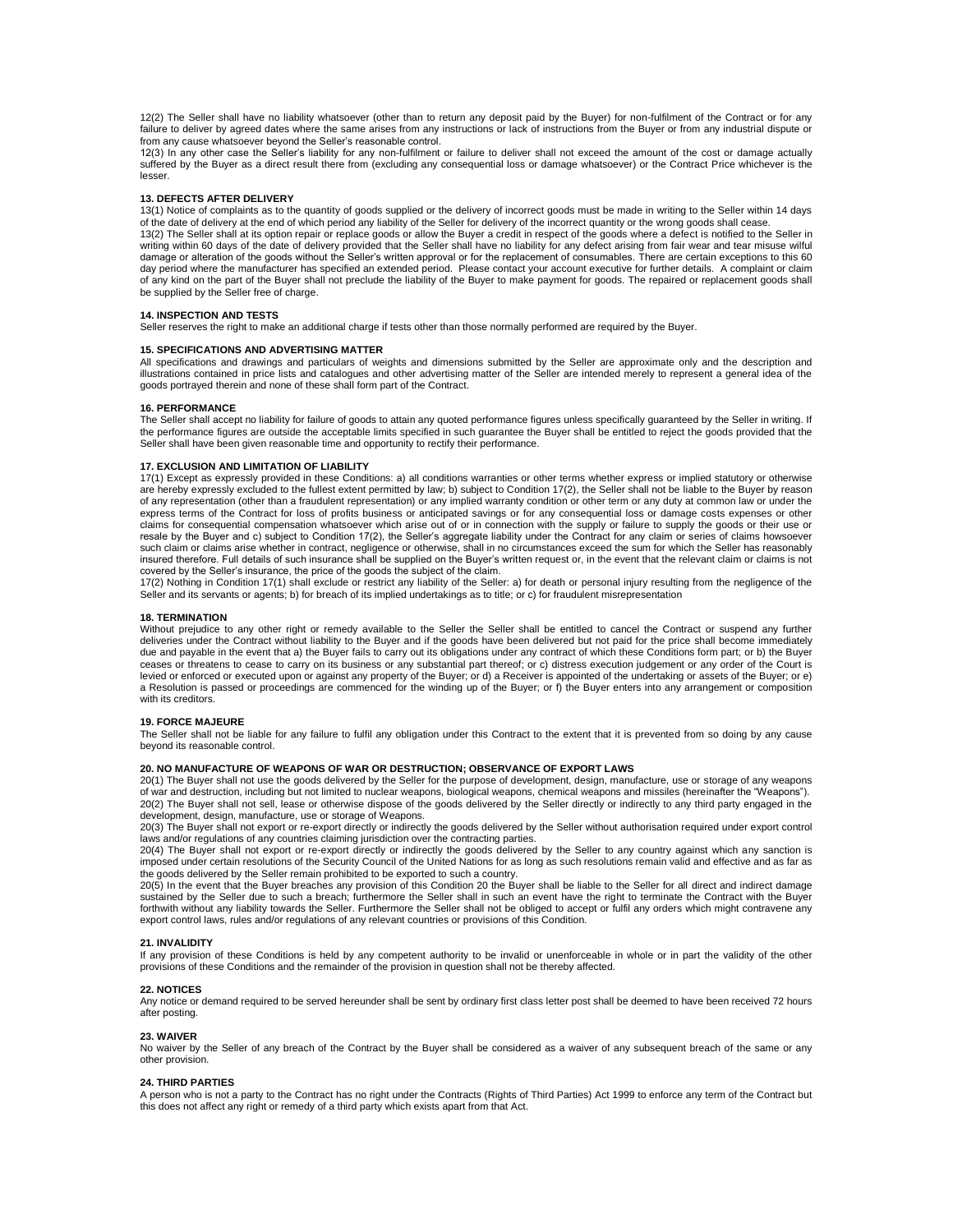12(2) The Seller shall have no liability whatsoever (other than to return any deposit paid by the Buyer) for non-fulfilment of the Contract or for any failure to deliver by agreed dates where the same arises from any instructions or lack of instructions from the Buyer or from any industrial dispute or from any cause whatsoever beyond the Seller's reasonable control.

12(3) In any other case the Seller's liability for any non-fulfilment or failure to deliver shall not exceed the amount of the cost or damage actually suffered by the Buyer as a direct result there from (excluding any consequential loss or damage whatsoever) or the Contract Price whichever is the lesser.

#### 13. DEFECTS AFTER DELIVERY

13(1) Notice of complaints as to the quantity of goods supplied or the delivery of incorrect goods must be made in writing to the Seller within 14 days of the date of delivery at the end of which period any liability of the Seller for delivery of the incorrect quantity or the wrong goods shall cease.

13(2) The Seller shall at its option repair or replace goods or allow the Buyer a credit in respect of the goods where a defect is notified to the Seller in writing within 60 days of the date of delivery provided that the Seller shall have no liability for any defect arising from fair wear and tear misuse wilful damage or alteration of the goods without the Seller's written approval or for the replacement of consumables. There are certain exceptions to this 60 day period where the manufacturer has specified an extended period. Please contact your account executive for further details. A complaint or claim of any kind on the part of the Buyer shall not preclude the liability of the Buyer to make payment for goods. The repaired or replacement goods shall be supplied by the Seller free of charge.

#### 14. INSPECTION AND TESTS

Seller reserves the right to make an additional charge if tests other than those normally performed are required by the Buyer.

#### 15. SPECIFICATIONS AND ADVERTISING MATTER

All specifications and drawings and particulars of weights and dimensions submitted by the Seller are approximate only and the description and illustrations contained in price lists and catalogues and other advertising matter of the Seller are intended merely to represent a general idea of the goods portrayed therein and none of these shall form part of the Contract.

#### 16. PERFORMANCE

The Seller shall accept no liability for failure of goods to attain any quoted performance figures unless specifically guaranteed by the Seller in writing. If the performance figures are outside the acceptable limits specified in such guarantee the Buyer shall be entitled to reject the goods provided that the Seller shall have been given reasonable time and opportunity to rectify their performance.

#### 17. EXCLUSION AND LIMITATION OF LIABILITY

17(1) Except as expressly provided in these Conditions: a) all conditions warranties or other terms whether express or implied statutory or otherwise are hereby expressly excluded to the fullest extent permitted by law; b) subject to Condition 17(2), the Seller shall not be liable to the Buyer by reason of any representation (other than a fraudulent representation) or any implied warranty condition or other term or any duty at common law or under the express terms of the Contract for loss of profits business or anticipated savings or for any consequential loss or damage costs expenses or other claims for consequential compensation whatsoever which arise out of or in connection with the supply or failure to supply the goods or their use or resale by the Buyer and c) subject to Condition 17(2, the Seller's aggregate liability under the Contract for any claim or series of claims howsoever such claim or claims arise whether in contract, negligence or otherwise, shall in no circumstances exceed the sum for which the Seller has reasonably insured therefore. Full details of such insurance shall be supplied on the Buyer's written request or, in the event that the relevant claim or claims is not covered by the Seller's insurance, the price of the goods the subject of the claim.

17(2) Nothing in Condition 17(1) shall exclude or restrict any liability of the Seller: a) for death or personal injury resulting from the negligence of the Seller and its servants or agents; b) for breach of its implied undertakings as to title; or c) for fraudulent misrepresentation

#### 18. TERMINATION

Without prejudice to any other right or remedy available to the Seller the Seller shall be entitled to cancel the Contract or suspend any further deliveries under the Contract without liability to the Buyer and if the goods have been delivered but not paid for the price shall become immediately due and payable in the event that a) the Buyer fails to carry out its obligations under any contract of which these Conditions form part; or b) the Buyer ceases or threatens to cease to carry on its business or any substantial part thereof; or c) distress execution judgement or any order of the Court is levied or enforced or executed upon or against any property of the Buyer; or d) a Receiver is appointed of the undertaking or assets of the Buyer; or e) a Resolution is passed or proceedings are commenced for the winding up of the Buyer; or f) the Buyer enters into any arrangement or composition with its creditors.

#### 19. FORCE MAJEURE

The Seller shall not be liable for any failure to fulfil any obligation under this Contract to the extent that it is prevented from so doing by any cause beyond its reasonable control.

#### 20. NO MANUFACTURE OF WEAPONS OF WAR OR DESTRUCTION; OBSERVANCE OF EXPORT LAWS

20(1) The Buyer shall not use the goods delivered by the Seller for the purpose of development, design, manufacture, use or storage of any weapons of war and destruction, including but not limited to nuclear weapons, biological weapons, chemical weapons and missiles (hereinafter the "Weapons").

20(2) The Buyer shall not sell, lease or otherwise dispose of the goods delivered by the Seller directly or indirectly to any third party engaged in the development, design, manufacture, use or storage of Weapons.

20(3) The Buyer shall not export or re-export directly or indirectly the goods delivered by the Seller without authorisation required under export control laws and/or regulations of any countries claiming jurisdiction over the contracting parties.

20(4) The Buyer shall not export or re-export directly or indirectly the goods delivered by the Seller to any country against which any sanction is imposed under certain resolutions of the Security Council of the United Nations for as long as such resolutions remain valid and effective and as far as the goods delivered by the Seller remain prohibited to be exported to such a country.

20(5) In the event that the Buyer breaches any provision of this Condition 20 the Buyer shall be liable to the Seller for all direct and indirect damage sustained by the Seller due to such a breach; furthermore the Seller shall in such an event have the right to terminate the Contract with the Buyer forthwith without any liability towards the Seller. Furthermore the Seller shall not be obliged to accept or fulfil any orders which might contravene any export control laws, rules and/or regulations of any relevant countries or provisions of this Condition.

#### 21. INVALIDITY

If any provision of these Conditions is held by any competent authority to be invalid or unenforceable in whole or in part the validity of the other provisions of these Conditions and the remainder of the provision in question shall not be thereby affected.

#### 22. NOTICES

Any notice or demand required to be served hereunder shall be sent by ordinary first class letter post shall be deemed to have been received 72 hours after posting.

#### 23. WAIVER

No waiver by the Seller of any breach of the Contract by the Buyer shall be considered as a waiver of any subsequent breach of the same or any other provision.

#### 24. THIRD PARTIES

A person who is not a party to the Contract has no right under the Contracts (Rights of Third Parties) Act 1999 to enforce any term of the Contract but this does not affect any right or remedy of a third party which exists apart from that Act.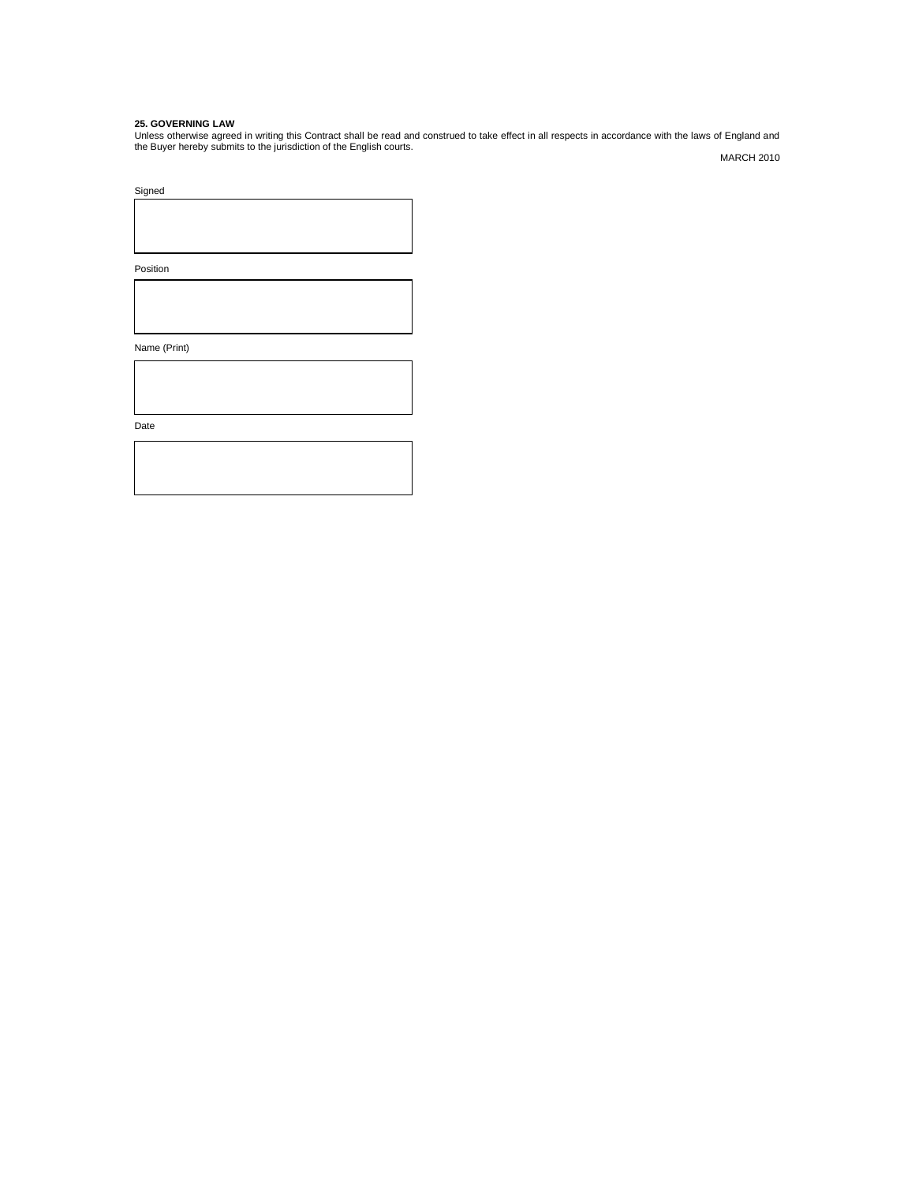**25. GOVERNING LAW**

Unless otherwise agreed in writing this Contract shall be read and construed to take effect in all respects in accordance with the laws of England and the Buyer hereby submits to the jurisdiction of the English courts.

MARCH 2010

Signed

Position

Name (Print)

Date